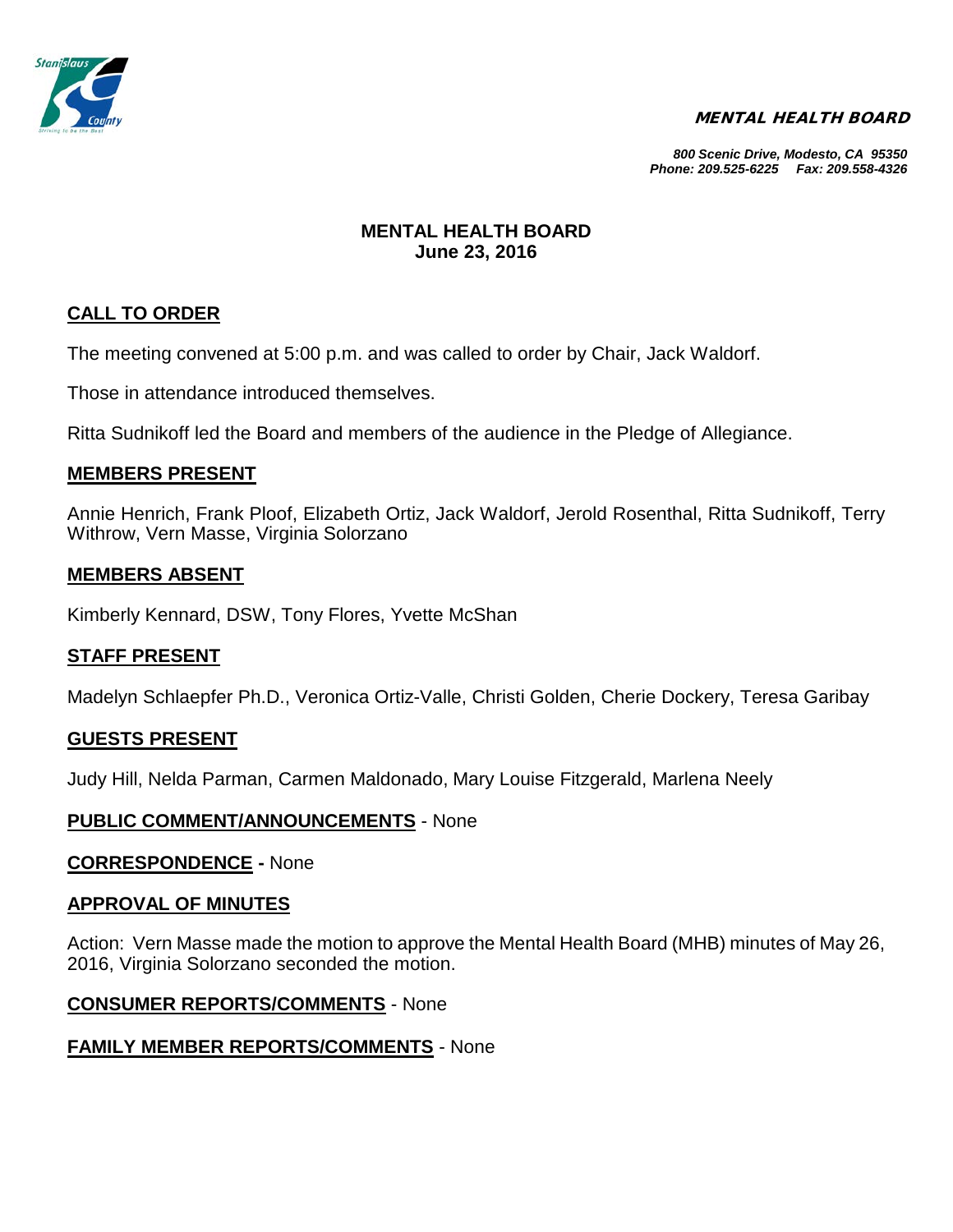**MENTAL HEALTH BOARD**

*800 Scenic Drive, Modesto, CA 95350*
*Phone: 209.525-6225 Fax: 209.558-4326*

# MENTAL HEALTH BOARD
## June 23, 2016

### CALL TO ORDER

The meeting convened at 5:00 p.m. and was called to order by Chair, Jack Waldorf.

Those in attendance introduced themselves.

Ritta Sudnikoff led the Board and members of the audience in the Pledge of Allegiance.

### MEMBERS PRESENT

Annie Henrich, Frank Ploof, Elizabeth Ortiz, Jack Waldorf, Jerold Rosenthal, Ritta Sudnikoff, Terry Withrow, Vern Masse, Virginia Solorzano

### MEMBERS ABSENT

Kimberly Kennard, DSW, Tony Flores, Yvette McShan

### STAFF PRESENT

Madelyn Schlaepfer Ph.D., Veronica Ortiz-Valle, Christi Golden, Cherie Dockery, Teresa Garibay

### GUESTS PRESENT

Judy Hill, Nelda Parman, Carmen Maldonado, Mary Louise Fitzgerald, Marlena Neely

**PUBLIC COMMENT/ANNOUNCEMENTS** - None

**CORRESPONDENCE -** None

### APPROVAL OF MINUTES

Action: Vern Masse made the motion to approve the Mental Health Board (MHB) minutes of May 26, 2016, Virginia Solorzano seconded the motion.

**CONSUMER REPORTS/COMMENTS** - None

**FAMILY MEMBER REPORTS/COMMENTS** - None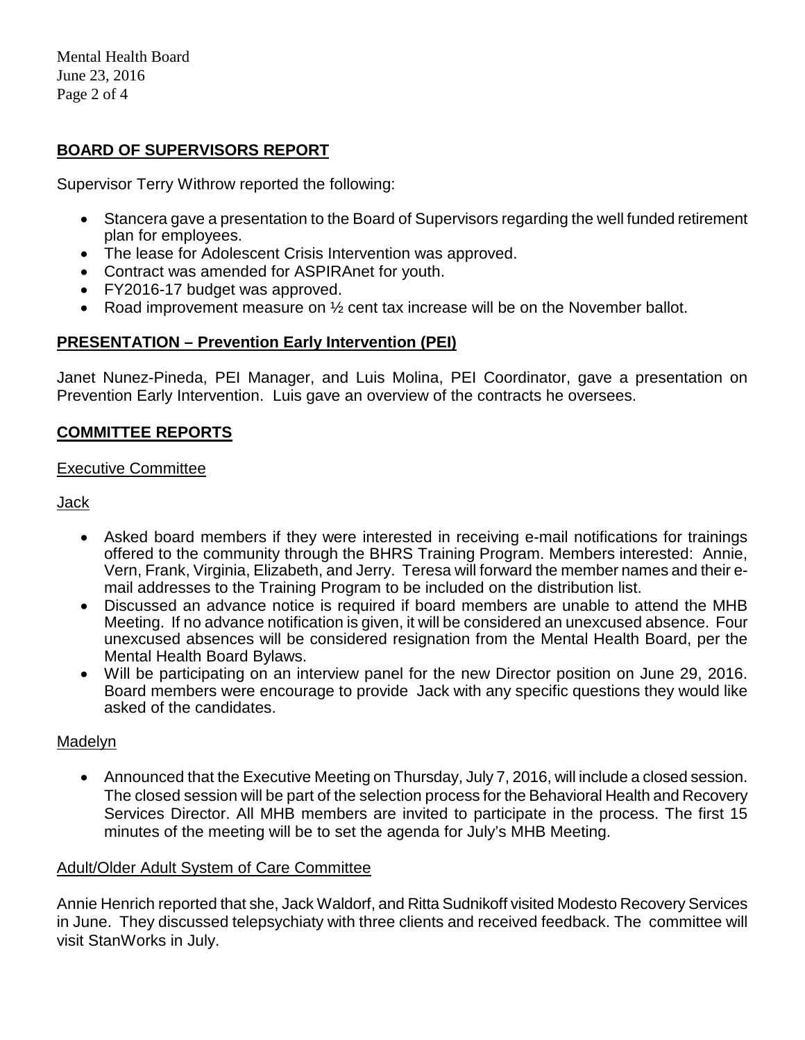## BOARD OF SUPERVISORS REPORT

Supervisor Terry Withrow reported the following:

- Stancera gave a presentation to the Board of Supervisors regarding the well funded retirement plan for employees.
- The lease for Adolescent Crisis Intervention was approved.
- Contract was amended for ASPIRAnet for youth.
- FY2016-17 budget was approved.
- Road improvement measure on ½ cent tax increase will be on the November ballot.

## PRESENTATION – Prevention Early Intervention (PEI)

Janet Nunez-Pineda, PEI Manager, and Luis Molina, PEI Coordinator, gave a presentation on Prevention Early Intervention. Luis gave an overview of the contracts he oversees.

## COMMITTEE REPORTS

### Executive Committee

#### Jack

- Asked board members if they were interested in receiving e-mail notifications for trainings offered to the community through the BHRS Training Program. Members interested: Annie, Vern, Frank, Virginia, Elizabeth, and Jerry. Teresa will forward the member names and their e-mail addresses to the Training Program to be included on the distribution list.
- Discussed an advance notice is required if board members are unable to attend the MHB Meeting. If no advance notification is given, it will be considered an unexcused absence. Four unexcused absences will be considered resignation from the Mental Health Board, per the Mental Health Board Bylaws.
- Will be participating on an interview panel for the new Director position on June 29, 2016. Board members were encourage to provide Jack with any specific questions they would like asked of the candidates.

#### Madelyn

- Announced that the Executive Meeting on Thursday, July 7, 2016, will include a closed session. The closed session will be part of the selection process for the Behavioral Health and Recovery Services Director. All MHB members are invited to participate in the process. The first 15 minutes of the meeting will be to set the agenda for July's MHB Meeting.

### Adult/Older Adult System of Care Committee

Annie Henrich reported that she, Jack Waldorf, and Ritta Sudnikoff visited Modesto Recovery Services in June. They discussed telepsychiaty with three clients and received feedback. The committee will visit StanWorks in July.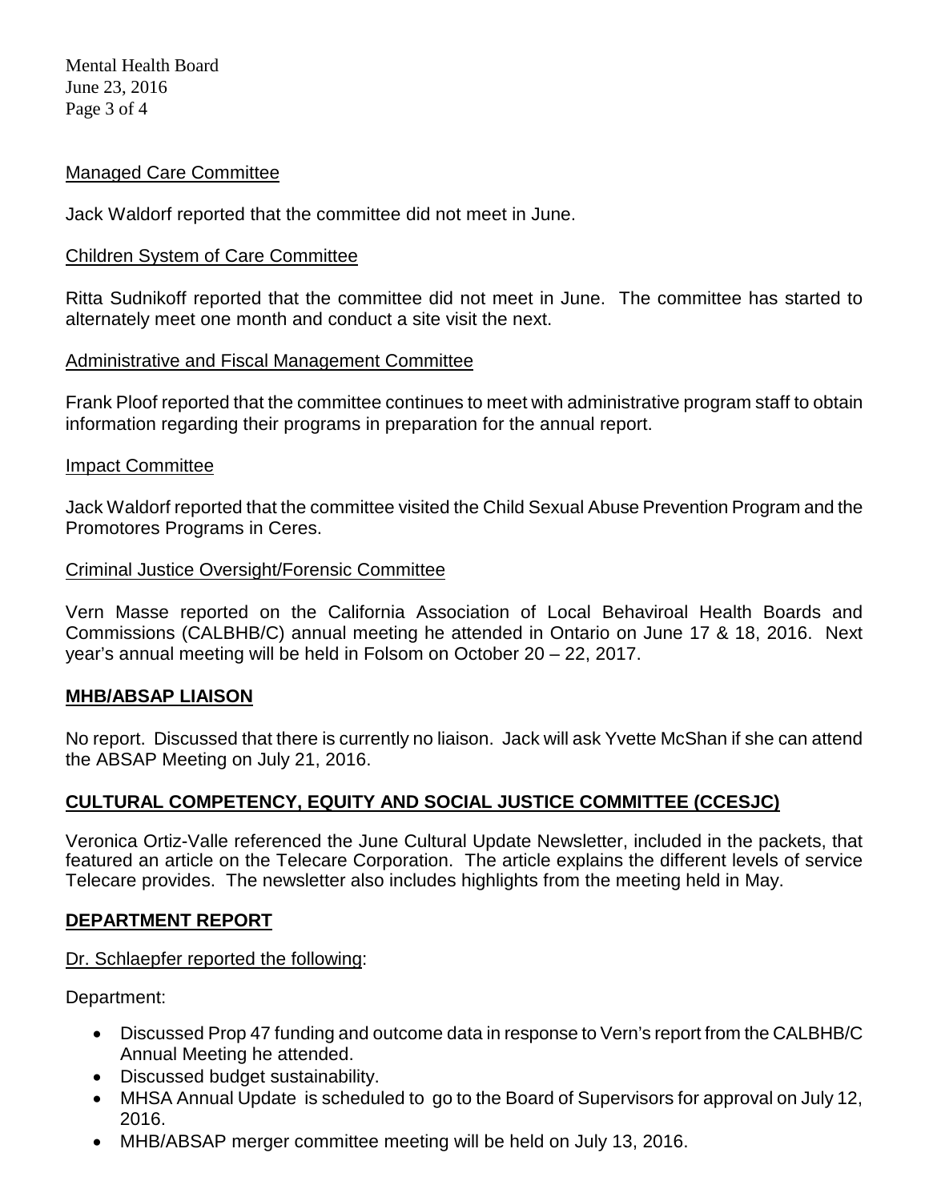Managed Care Committee

Jack Waldorf reported that the committee did not meet in June.

Children System of Care Committee

Ritta Sudnikoff reported that the committee did not meet in June. The committee has started to alternately meet one month and conduct a site visit the next.

Administrative and Fiscal Management Committee

Frank Ploof reported that the committee continues to meet with administrative program staff to obtain information regarding their programs in preparation for the annual report.

Impact Committee

Jack Waldorf reported that the committee visited the Child Sexual Abuse Prevention Program and the Promotores Programs in Ceres.

Criminal Justice Oversight/Forensic Committee

Vern Masse reported on the California Association of Local Behaviroal Health Boards and Commissions (CALBHB/C) annual meeting he attended in Ontario on June 17 & 18, 2016. Next year's annual meeting will be held in Folsom on October 20 – 22, 2017.

## MHB/ABSAP LIAISON

No report. Discussed that there is currently no liaison. Jack will ask Yvette McShan if she can attend the ABSAP Meeting on July 21, 2016.

## CULTURAL COMPETENCY, EQUITY AND SOCIAL JUSTICE COMMITTEE (CCESJC)

Veronica Ortiz-Valle referenced the June Cultural Update Newsletter, included in the packets, that featured an article on the Telecare Corporation. The article explains the different levels of service Telecare provides. The newsletter also includes highlights from the meeting held in May.

## DEPARTMENT REPORT

Dr. Schlaepfer reported the following:

Department:

- Discussed Prop 47 funding and outcome data in response to Vern's report from the CALBHB/C Annual Meeting he attended.
- Discussed budget sustainability.
- MHSA Annual Update is scheduled to go to the Board of Supervisors for approval on July 12, 2016.
- MHB/ABSAP merger committee meeting will be held on July 13, 2016.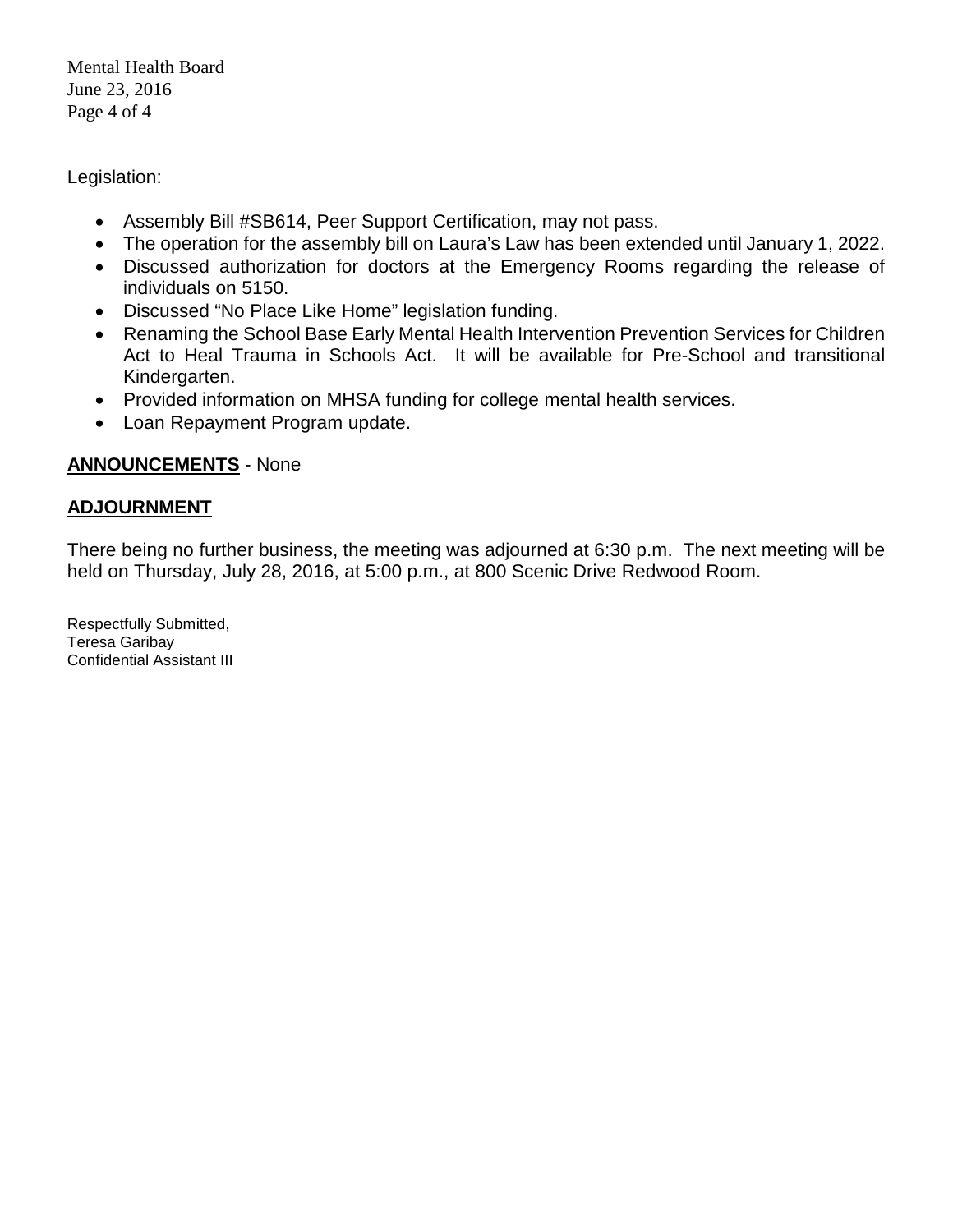Legislation:

- Assembly Bill #SB614, Peer Support Certification, may not pass.
- The operation for the assembly bill on Laura's Law has been extended until January 1, 2022.
- Discussed authorization for doctors at the Emergency Rooms regarding the release of individuals on 5150.
- Discussed "No Place Like Home" legislation funding.
- Renaming the School Base Early Mental Health Intervention Prevention Services for Children Act to Heal Trauma in Schools Act. It will be available for Pre-School and transitional Kindergarten.
- Provided information on MHSA funding for college mental health services.
- Loan Repayment Program update.

**ANNOUNCEMENTS** - None

**ADJOURNMENT**

There being no further business, the meeting was adjourned at 6:30 p.m. The next meeting will be held on Thursday, July 28, 2016, at 5:00 p.m., at 800 Scenic Drive Redwood Room.

Respectfully Submitted,
Teresa Garibay
Confidential Assistant III